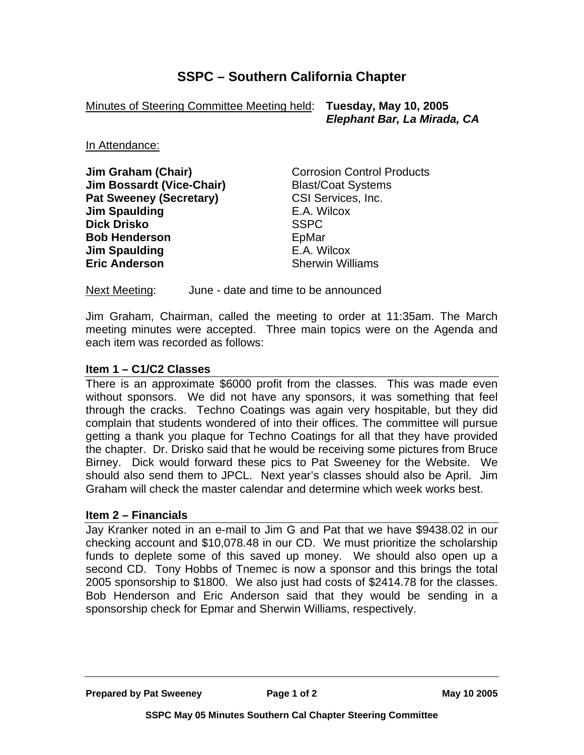# SSPC – Southern California Chapter

Minutes of Steering Committee Meeting held: **Tuesday, May 10, 2005**
***Elephant Bar, La Mirada, CA***

In Attendance:

| | |
|---|---|
| **Jim Graham (Chair)** | Corrosion Control Products |
| **Jim Bossardt (Vice-Chair)** | Blast/Coat Systems |
| **Pat Sweeney (Secretary)** | CSI Services, Inc. |
| **Jim Spaulding** | E.A. Wilcox |
| **Dick Drisko** | SSPC |
| **Bob Henderson** | EpMar |
| **Jim Spaulding** | E.A. Wilcox |
| **Eric Anderson** | Sherwin Williams |

Next Meeting: June - date and time to be announced

Jim Graham, Chairman, called the meeting to order at 11:35am. The March meeting minutes were accepted. Three main topics were on the Agenda and each item was recorded as follows:

### Item 1 – C1/C2 Classes

There is an approximate $6000 profit from the classes. This was made even without sponsors. We did not have any sponsors, it was something that feel through the cracks. Techno Coatings was again very hospitable, but they did complain that students wondered of into their offices. The committee will pursue getting a thank you plaque for Techno Coatings for all that they have provided the chapter. Dr. Drisko said that he would be receiving some pictures from Bruce Birney. Dick would forward these pics to Pat Sweeney for the Website. We should also send them to JPCL. Next year's classes should also be April. Jim Graham will check the master calendar and determine which week works best.

### Item 2 – Financials

Jay Kranker noted in an e-mail to Jim G and Pat that we have $9438.02 in our checking account and $10,078.48 in our CD. We must prioritize the scholarship funds to deplete some of this saved up money. We should also open up a second CD. Tony Hobbs of Tnemec is now a sponsor and this brings the total 2005 sponsorship to $1800. We also just had costs of $2414.78 for the classes. Bob Henderson and Eric Anderson said that they would be sending in a sponsorship check for Epmar and Sherwin Williams, respectively.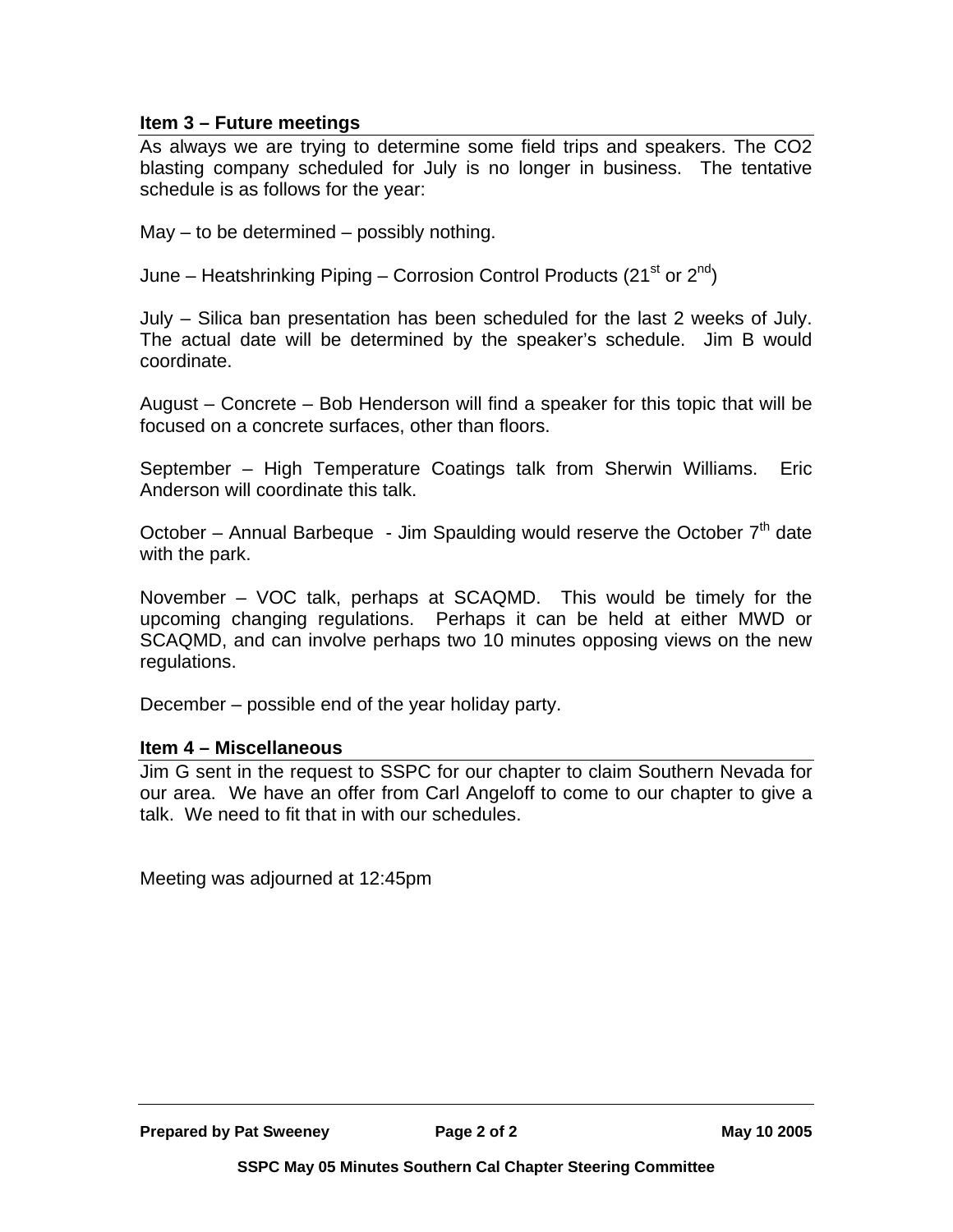**Item 3 – Future meetings**

As always we are trying to determine some field trips and speakers. The $CO_2$ blasting company scheduled for July is no longer in business. The tentative schedule is as follows for the year:

May – to be determined – possibly nothing.

June – Heatshrinking Piping – Corrosion Control Products (21st or 2nd)

July – Silica ban presentation has been scheduled for the last 2 weeks of July. The actual date will be determined by the speaker's schedule. Jim B would coordinate.

August – Concrete – Bob Henderson will find a speaker for this topic that will be focused on a concrete surfaces, other than floors.

September – High Temperature Coatings talk from Sherwin Williams. Eric Anderson will coordinate this talk.

October – Annual Barbeque - Jim Spaulding would reserve the October 7th date with the park.

November – VOC talk, perhaps at SCAQMD. This would be timely for the upcoming changing regulations. Perhaps it can be held at either MWD or SCAQMD, and can involve perhaps two 10 minutes opposing views on the new regulations.

December – possible end of the year holiday party.

**Item 4 – Miscellaneous**

Jim G sent in the request to SSPC for our chapter to claim Southern Nevada for our area. We have an offer from Carl Angeloff to come to our chapter to give a talk. We need to fit that in with our schedules.

Meeting was adjourned at 12:45pm